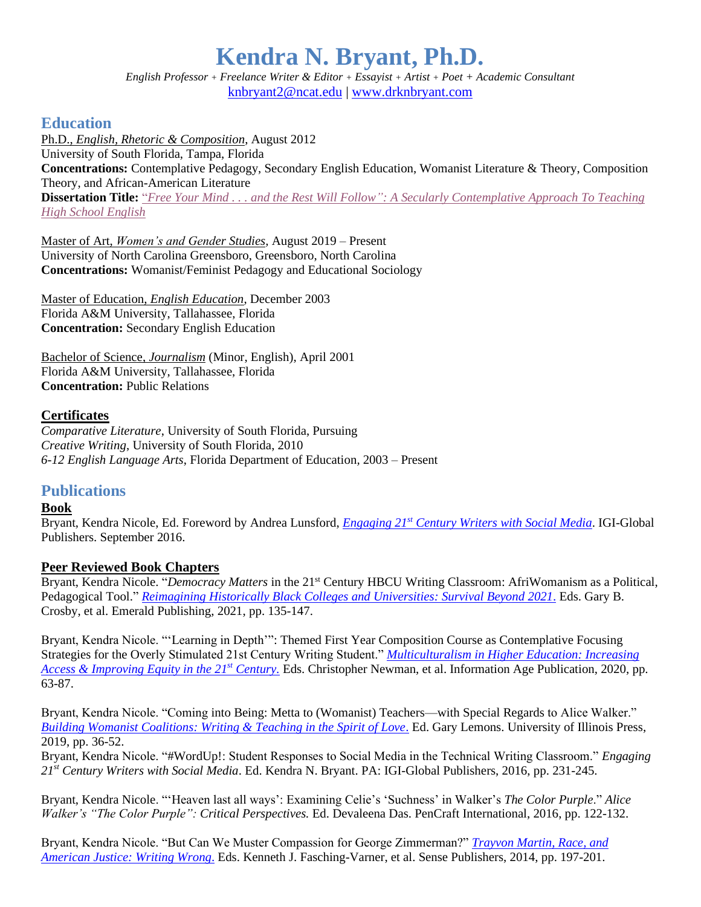# Kendra N. Bryant, Ph.D.

*English Professor + Freelance Writer & Editor + Essayist + Artist + Poet + Academic Consultant*
knbryant2@ncat.edu | www.drknbryant.com

## Education

Ph.D., *English, Rhetoric & Composition*, August 2012
University of South Florida, Tampa, Florida
**Concentrations:** Contemplative Pedagogy, Secondary English Education, Womanist Literature & Theory, Composition Theory, and African-American Literature
**Dissertation Title:** *"Free Your Mind . . . and the Rest Will Follow": A Secularly Contemplative Approach To Teaching High School English*

Master of Art, *Women's and Gender Studies*, August 2019 – Present
University of North Carolina Greensboro, Greensboro, North Carolina
**Concentrations:** Womanist/Feminist Pedagogy and Educational Sociology

Master of Education, *English Education*, December 2003
Florida A&M University, Tallahassee, Florida
**Concentration:** Secondary English Education

Bachelor of Science, *Journalism* (Minor, English), April 2001
Florida A&M University, Tallahassee, Florida
**Concentration:** Public Relations

### Certificates

*Comparative Literature*, University of South Florida, Pursuing
*Creative Writing*, University of South Florida, 2010
*6-12 English Language Arts*, Florida Department of Education, 2003 – Present

## Publications

### Book

Bryant, Kendra Nicole, Ed. Foreword by Andrea Lunsford, *Engaging 21st Century Writers with Social Media*. IGI-Global Publishers. September 2016.

### Peer Reviewed Book Chapters

Bryant, Kendra Nicole. "*Democracy Matters* in the 21st Century HBCU Writing Classroom: AfriWomanism as a Political, Pedagogical Tool." *Reimagining Historically Black Colleges and Universities: Survival Beyond 2021*. Eds. Gary B. Crosby, et al. Emerald Publishing, 2021, pp. 135-147.

Bryant, Kendra Nicole. "'Learning in Depth'": Themed First Year Composition Course as Contemplative Focusing Strategies for the Overly Stimulated 21st Century Writing Student." *Multiculturalism in Higher Education: Increasing Access & Improving Equity in the 21st Century*. Eds. Christopher Newman, et al. Information Age Publication, 2020, pp. 63-87.

Bryant, Kendra Nicole. "Coming into Being: Metta to (Womanist) Teachers—with Special Regards to Alice Walker." *Building Womanist Coalitions: Writing & Teaching in the Spirit of Love*. Ed. Gary Lemons. University of Illinois Press, 2019, pp. 36-52.

Bryant, Kendra Nicole. "#WordUp!: Student Responses to Social Media in the Technical Writing Classroom." *Engaging 21st Century Writers with Social Media*. Ed. Kendra N. Bryant. PA: IGI-Global Publishers, 2016, pp. 231-245.

Bryant, Kendra Nicole. "'Heaven last all ways': Examining Celie's 'Suchness' in Walker's *The Color Purple*." *Alice Walker's "The Color Purple": Critical Perspectives.* Ed. Devaleena Das. PenCraft International, 2016, pp. 122-132.

Bryant, Kendra Nicole. "But Can We Muster Compassion for George Zimmerman?" *Trayvon Martin, Race, and American Justice: Writing Wrong.* Eds. Kenneth J. Fasching-Varner, et al. Sense Publishers, 2014, pp. 197-201.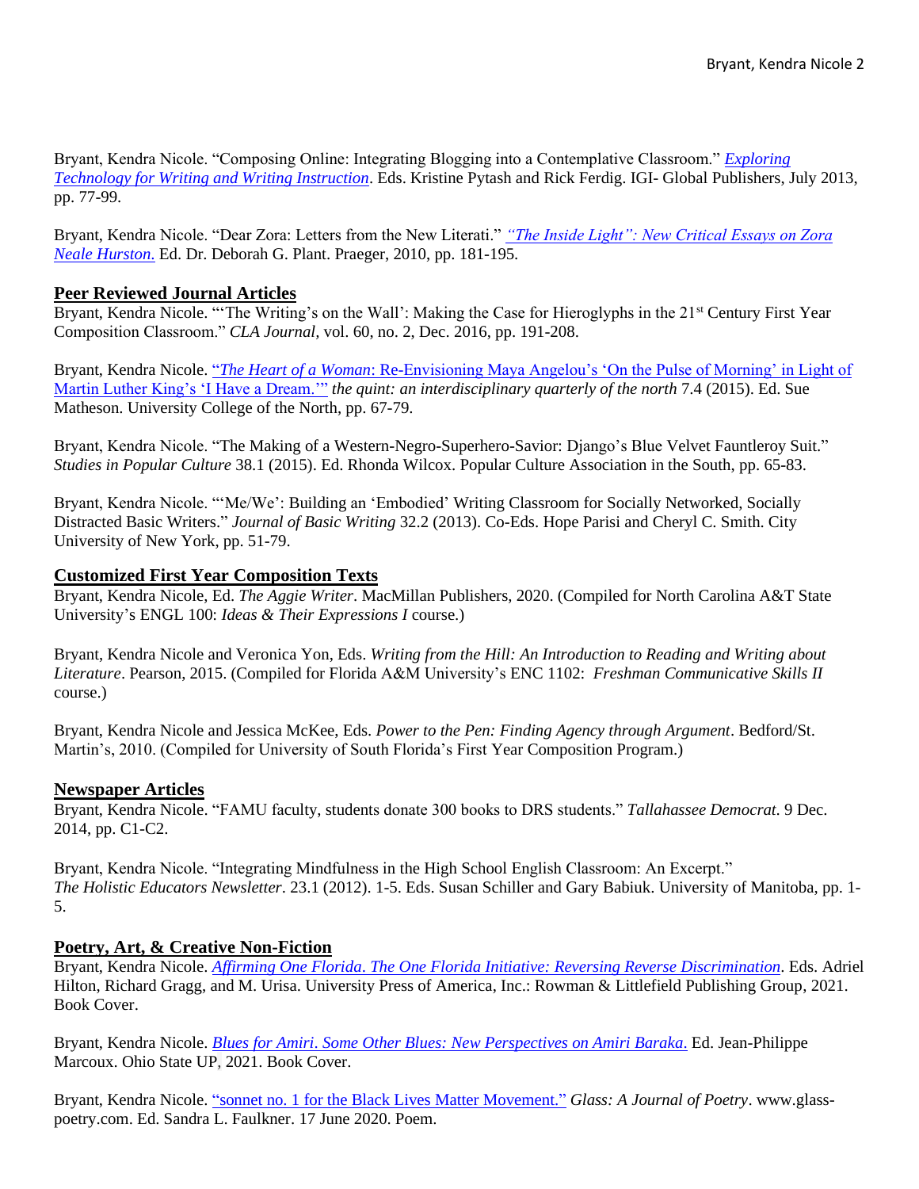Bryant, Kendra Nicole. "Composing Online: Integrating Blogging into a Contemplative Classroom." *Exploring Technology for Writing and Writing Instruction*. Eds. Kristine Pytash and Rick Ferdig. IGI- Global Publishers, July 2013, pp. 77-99.

Bryant, Kendra Nicole. "Dear Zora: Letters from the New Literati." *"The Inside Light": New Critical Essays on Zora Neale Hurston.* Ed. Dr. Deborah G. Plant. Praeger, 2010, pp. 181-195.

## Peer Reviewed Journal Articles

Bryant, Kendra Nicole. "'The Writing's on the Wall': Making the Case for Hieroglyphs in the 21st Century First Year Composition Classroom." *CLA Journal*, vol. 60, no. 2, Dec. 2016, pp. 191-208.

Bryant, Kendra Nicole. "*The Heart of a Woman*: Re-Envisioning Maya Angelou's 'On the Pulse of Morning' in Light of Martin Luther King's 'I Have a Dream.'" *the quint: an interdisciplinary quarterly of the north* 7.4 (2015). Ed. Sue Matheson. University College of the North, pp. 67-79.

Bryant, Kendra Nicole. "The Making of a Western-Negro-Superhero-Savior: Django's Blue Velvet Fauntleroy Suit." *Studies in Popular Culture* 38.1 (2015). Ed. Rhonda Wilcox. Popular Culture Association in the South, pp. 65-83.

Bryant, Kendra Nicole. "'Me/We': Building an 'Embodied' Writing Classroom for Socially Networked, Socially Distracted Basic Writers." *Journal of Basic Writing* 32.2 (2013). Co-Eds. Hope Parisi and Cheryl C. Smith. City University of New York, pp. 51-79.

## Customized First Year Composition Texts

Bryant, Kendra Nicole, Ed. *The Aggie Writer*. MacMillan Publishers, 2020. (Compiled for North Carolina A&T State University's ENGL 100: *Ideas & Their Expressions I* course.)

Bryant, Kendra Nicole and Veronica Yon, Eds. *Writing from the Hill: An Introduction to Reading and Writing about Literature*. Pearson, 2015. (Compiled for Florida A&M University's ENC 1102: *Freshman Communicative Skills II* course.)

Bryant, Kendra Nicole and Jessica McKee, Eds. *Power to the Pen: Finding Agency through Argument*. Bedford/St. Martin's, 2010. (Compiled for University of South Florida's First Year Composition Program.)

## Newspaper Articles

Bryant, Kendra Nicole. "FAMU faculty, students donate 300 books to DRS students." *Tallahassee Democrat*. 9 Dec. 2014, pp. C1-C2.

Bryant, Kendra Nicole. "Integrating Mindfulness in the High School English Classroom: An Excerpt." *The Holistic Educators Newsletter*. 23.1 (2012). 1-5. Eds. Susan Schiller and Gary Babiuk. University of Manitoba, pp. 1-5.

## Poetry, Art, & Creative Non-Fiction

Bryant, Kendra Nicole. *Affirming One Florida. The One Florida Initiative: Reversing Reverse Discrimination*. Eds. Adriel Hilton, Richard Gragg, and M. Urisa. University Press of America, Inc.: Rowman & Littlefield Publishing Group, 2021. Book Cover.

Bryant, Kendra Nicole. *Blues for Amiri. Some Other Blues: New Perspectives on Amiri Baraka*. Ed. Jean-Philippe Marcoux. Ohio State UP, 2021. Book Cover.

Bryant, Kendra Nicole. "sonnet no. 1 for the Black Lives Matter Movement." *Glass: A Journal of Poetry*. www.glass-poetry.com. Ed. Sandra L. Faulkner. 17 June 2020. Poem.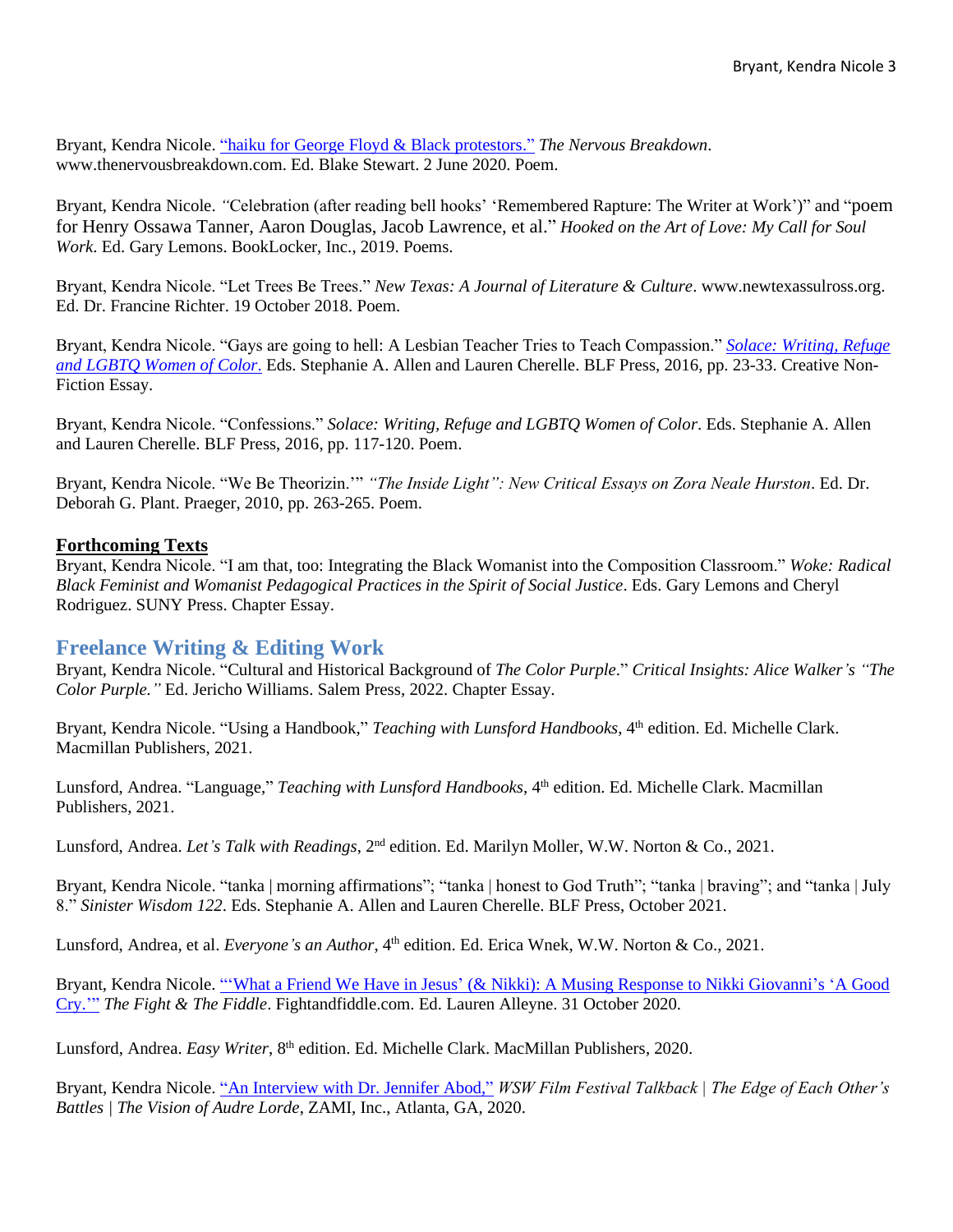Bryant, Kendra Nicole. [“haiku for George Floyd & Black protestors.”](#) *The Nervous Breakdown*. www.thenervousbreakdown.com. Ed. Blake Stewart. 2 June 2020. Poem.

Bryant, Kendra Nicole. *“*Celebration (after reading bell hooks’ ‘Remembered Rapture: The Writer at Work’)” and “poem for Henry Ossawa Tanner, Aaron Douglas, Jacob Lawrence, et al.” *Hooked on the Art of Love: My Call for Soul Work*. Ed. Gary Lemons. BookLocker, Inc., 2019. Poems.

Bryant, Kendra Nicole. “Let Trees Be Trees.” *New Texas: A Journal of Literature & Culture*. www.newtexassulross.org. Ed. Dr. Francine Richter. 19 October 2018. Poem.

Bryant, Kendra Nicole. “Gays are going to hell: A Lesbian Teacher Tries to Teach Compassion.” [*Solace: Writing, Refuge and LGBTQ Women of Color*.](#) Eds. Stephanie A. Allen and Lauren Cherelle. BLF Press, 2016, pp. 23-33. Creative Non-Fiction Essay.

Bryant, Kendra Nicole. “Confessions.” *Solace: Writing, Refuge and LGBTQ Women of Color*. Eds. Stephanie A. Allen and Lauren Cherelle. BLF Press, 2016, pp. 117-120. Poem.

Bryant, Kendra Nicole. “We Be Theorizin.’” *“The Inside Light”: New Critical Essays on Zora Neale Hurston*. Ed. Dr. Deborah G. Plant. Praeger, 2010, pp. 263-265. Poem.

**Forthcoming Texts**

Bryant, Kendra Nicole. “I am that, too: Integrating the Black Womanist into the Composition Classroom.” *Woke: Radical Black Feminist and Womanist Pedagogical Practices in the Spirit of Social Justice*. Eds. Gary Lemons and Cheryl Rodriguez. SUNY Press. Chapter Essay.

## Freelance Writing & Editing Work

Bryant, Kendra Nicole. “Cultural and Historical Background of *The Color Purple*.” *Critical Insights: Alice Walker’s “The Color Purple.”* Ed. Jericho Williams. Salem Press, 2022. Chapter Essay.

Bryant, Kendra Nicole. “Using a Handbook,” *Teaching with Lunsford Handbooks*, 4th edition. Ed. Michelle Clark. Macmillan Publishers, 2021.

Lunsford, Andrea. “Language,” *Teaching with Lunsford Handbooks*, 4th edition. Ed. Michelle Clark. Macmillan Publishers, 2021.

Lunsford, Andrea. *Let’s Talk with Readings*, 2nd edition. Ed. Marilyn Moller, W.W. Norton & Co., 2021.

Bryant, Kendra Nicole. “tanka | morning affirmations”; “tanka | honest to God Truth”; “tanka | braving”; and “tanka | July 8.” *Sinister Wisdom 122*. Eds. Stephanie A. Allen and Lauren Cherelle. BLF Press, October 2021.

Lunsford, Andrea, et al. *Everyone’s an Author*, 4th edition. Ed. Erica Wnek, W.W. Norton & Co., 2021.

Bryant, Kendra Nicole. [“‘What a Friend We Have in Jesus’ (& Nikki): A Musing Response to Nikki Giovanni’s ‘A Good Cry.’”](#) *The Fight & The Fiddle*. Fightandfiddle.com. Ed. Lauren Alleyne. 31 October 2020.

Lunsford, Andrea. *Easy Writer*, 8th edition. Ed. Michelle Clark. MacMillan Publishers, 2020.

Bryant, Kendra Nicole. [“An Interview with Dr. Jennifer Abod,”](#) *WSW Film Festival Talkback | The Edge of Each Other’s Battles | The Vision of Audre Lorde*, ZAMI, Inc., Atlanta, GA, 2020.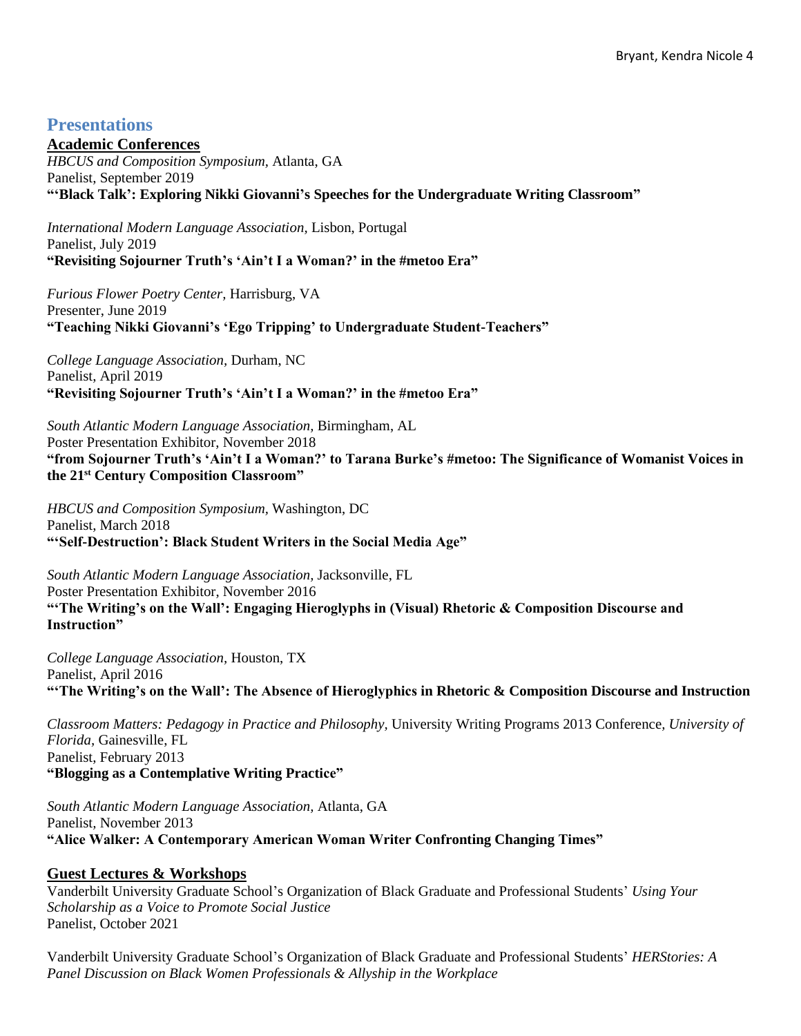## Presentations

### Academic Conferences

*HBCUS and Composition Symposium,* Atlanta, GA
Panelist, September 2019
**"'Black Talk': Exploring Nikki Giovanni's Speeches for the Undergraduate Writing Classroom"**

*International Modern Language Association,* Lisbon, Portugal
Panelist, July 2019
**"Revisiting Sojourner Truth's 'Ain't I a Woman?' in the #metoo Era"**

*Furious Flower Poetry Center,* Harrisburg, VA
Presenter, June 2019
**"Teaching Nikki Giovanni's 'Ego Tripping' to Undergraduate Student-Teachers"**

*College Language Association,* Durham, NC
Panelist, April 2019
**"Revisiting Sojourner Truth's 'Ain't I a Woman?' in the #metoo Era"**

*South Atlantic Modern Language Association,* Birmingham, AL
Poster Presentation Exhibitor, November 2018
**"from Sojourner Truth's 'Ain't I a Woman?' to Tarana Burke's #metoo: The Significance of Womanist Voices in the 21st Century Composition Classroom"**

*HBCUS and Composition Symposium,* Washington, DC
Panelist, March 2018
**"'Self-Destruction': Black Student Writers in the Social Media Age"**

*South Atlantic Modern Language Association,* Jacksonville, FL
Poster Presentation Exhibitor, November 2016
**"'The Writing's on the Wall': Engaging Hieroglyphs in (Visual) Rhetoric & Composition Discourse and Instruction"**

*College Language Association,* Houston, TX
Panelist, April 2016
**"'The Writing's on the Wall': The Absence of Hieroglyphics in Rhetoric & Composition Discourse and Instruction**

*Classroom Matters: Pedagogy in Practice and Philosophy,* University Writing Programs 2013 Conference, *University of Florida,* Gainesville, FL
Panelist, February 2013
**"Blogging as a Contemplative Writing Practice"**

*South Atlantic Modern Language Association,* Atlanta, GA
Panelist, November 2013
**"Alice Walker: A Contemporary American Woman Writer Confronting Changing Times"**

### Guest Lectures & Workshops

Vanderbilt University Graduate School's Organization of Black Graduate and Professional Students' *Using Your Scholarship as a Voice to Promote Social Justice*
Panelist, October 2021

Vanderbilt University Graduate School's Organization of Black Graduate and Professional Students' *HERStories: A Panel Discussion on Black Women Professionals & Allyship in the Workplace*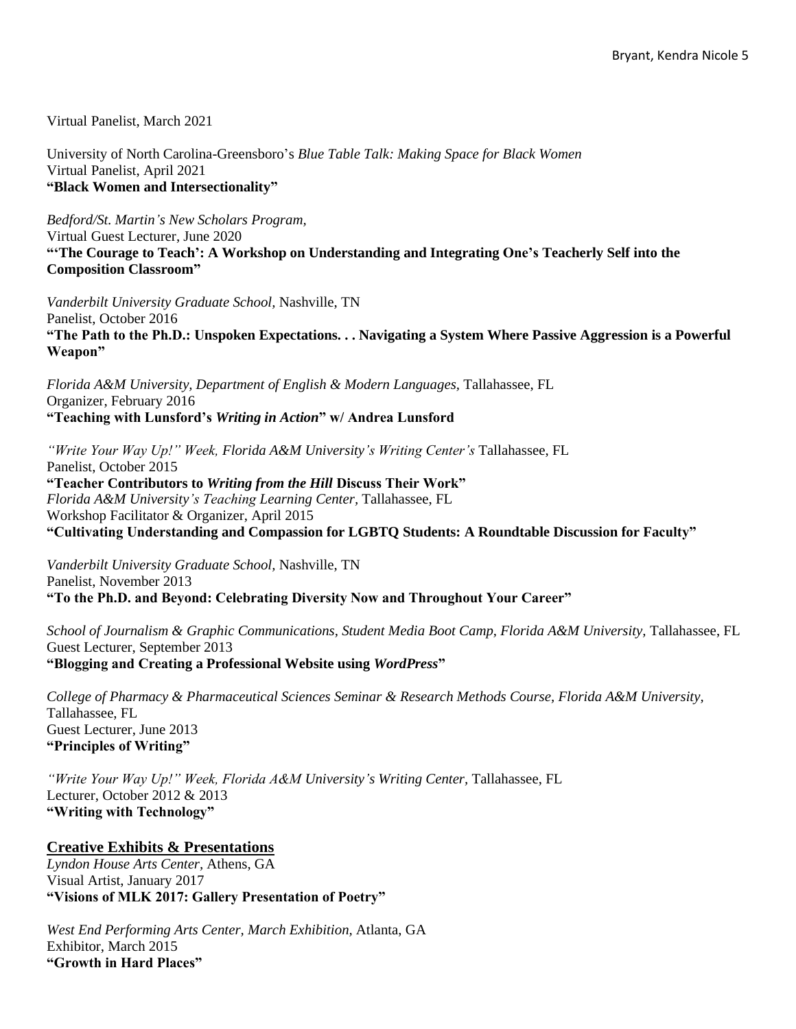Virtual Panelist, March 2021

University of North Carolina-Greensboro's *Blue Table Talk: Making Space for Black Women*
Virtual Panelist, April 2021
**"Black Women and Intersectionality"**

*Bedford/St. Martin's New Scholars Program,*
Virtual Guest Lecturer, June 2020
**"'The Courage to Teach': A Workshop on Understanding and Integrating One's Teacherly Self into the Composition Classroom"**

*Vanderbilt University Graduate School,* Nashville, TN
Panelist, October 2016
**"The Path to the Ph.D.: Unspoken Expectations. . . Navigating a System Where Passive Aggression is a Powerful Weapon"**

*Florida A&M University, Department of English & Modern Languages,* Tallahassee, FL
Organizer, February 2016
**"Teaching with Lunsford's *Writing in Action*" w/ Andrea Lunsford**

*"Write Your Way Up!" Week, Florida A&M University's Writing Center's* Tallahassee, FL
Panelist, October 2015
**"Teacher Contributors to *Writing from the Hill* Discuss Their Work"**
*Florida A&M University's Teaching Learning Center,* Tallahassee, FL
Workshop Facilitator & Organizer, April 2015
**"Cultivating Understanding and Compassion for LGBTQ Students: A Roundtable Discussion for Faculty"**

*Vanderbilt University Graduate School,* Nashville, TN
Panelist, November 2013
**"To the Ph.D. and Beyond: Celebrating Diversity Now and Throughout Your Career"**

*School of Journalism & Graphic Communications, Student Media Boot Camp, Florida A&M University,* Tallahassee, FL
Guest Lecturer, September 2013
**"Blogging and Creating a Professional Website using *WordPress*"**

*College of Pharmacy & Pharmaceutical Sciences Seminar & Research Methods Course, Florida A&M University,* Tallahassee, FL
Guest Lecturer, June 2013
**"Principles of Writing"**

*"Write Your Way Up!" Week, Florida A&M University's Writing Center,* Tallahassee, FL
Lecturer, October 2012 & 2013
**"Writing with Technology"**

## Creative Exhibits & Presentations

*Lyndon House Arts Center,* Athens, GA
Visual Artist, January 2017
**"Visions of MLK 2017: Gallery Presentation of Poetry"**

*West End Performing Arts Center, March Exhibition,* Atlanta, GA
Exhibitor, March 2015
**"Growth in Hard Places"**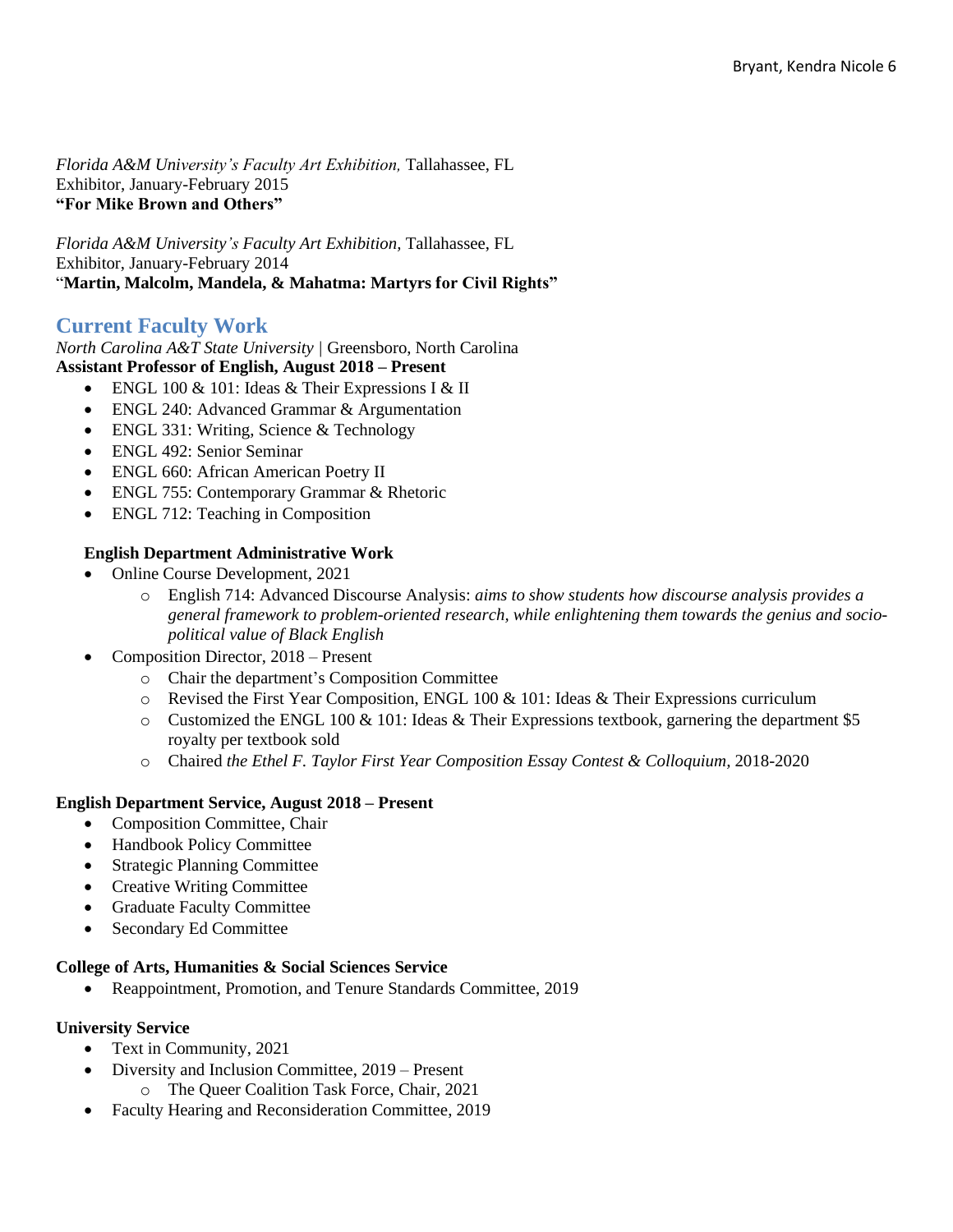*Florida A&M University's Faculty Art Exhibition,* Tallahassee, FL
Exhibitor, January-February 2015
**"For Mike Brown and Others"**

*Florida A&M University's Faculty Art Exhibition*, Tallahassee, FL
Exhibitor, January-February 2014
"**Martin, Malcolm, Mandela, & Mahatma: Martyrs for Civil Rights"**

## Current Faculty Work

*North Carolina A&T State University* | Greensboro, North Carolina
**Assistant Professor of English, August 2018 – Present**

- ENGL 100 & 101: Ideas & Their Expressions I & II
- ENGL 240: Advanced Grammar & Argumentation
- ENGL 331: Writing, Science & Technology
- ENGL 492: Senior Seminar
- ENGL 660: African American Poetry II
- ENGL 755: Contemporary Grammar & Rhetoric
- ENGL 712: Teaching in Composition

**English Department Administrative Work**

- Online Course Development, 2021
    - English 714: Advanced Discourse Analysis: *aims to show students how discourse analysis provides a general framework to problem-oriented research, while enlightening them towards the genius and socio-political value of Black English*
- Composition Director, 2018 – Present
    - Chair the department's Composition Committee
    - Revised the First Year Composition, ENGL 100 & 101: Ideas & Their Expressions curriculum
    - Customized the ENGL 100 & 101: Ideas & Their Expressions textbook, garnering the department $5 royalty per textbook sold
    - Chaired *the Ethel F. Taylor First Year Composition Essay Contest & Colloquium,* 2018-2020

**English Department Service, August 2018 – Present**

- Composition Committee, Chair
- Handbook Policy Committee
- Strategic Planning Committee
- Creative Writing Committee
- Graduate Faculty Committee
- Secondary Ed Committee

**College of Arts, Humanities & Social Sciences Service**

- Reappointment, Promotion, and Tenure Standards Committee, 2019

**University Service**

- Text in Community, 2021
- Diversity and Inclusion Committee, 2019 – Present
    - The Queer Coalition Task Force, Chair, 2021
- Faculty Hearing and Reconsideration Committee, 2019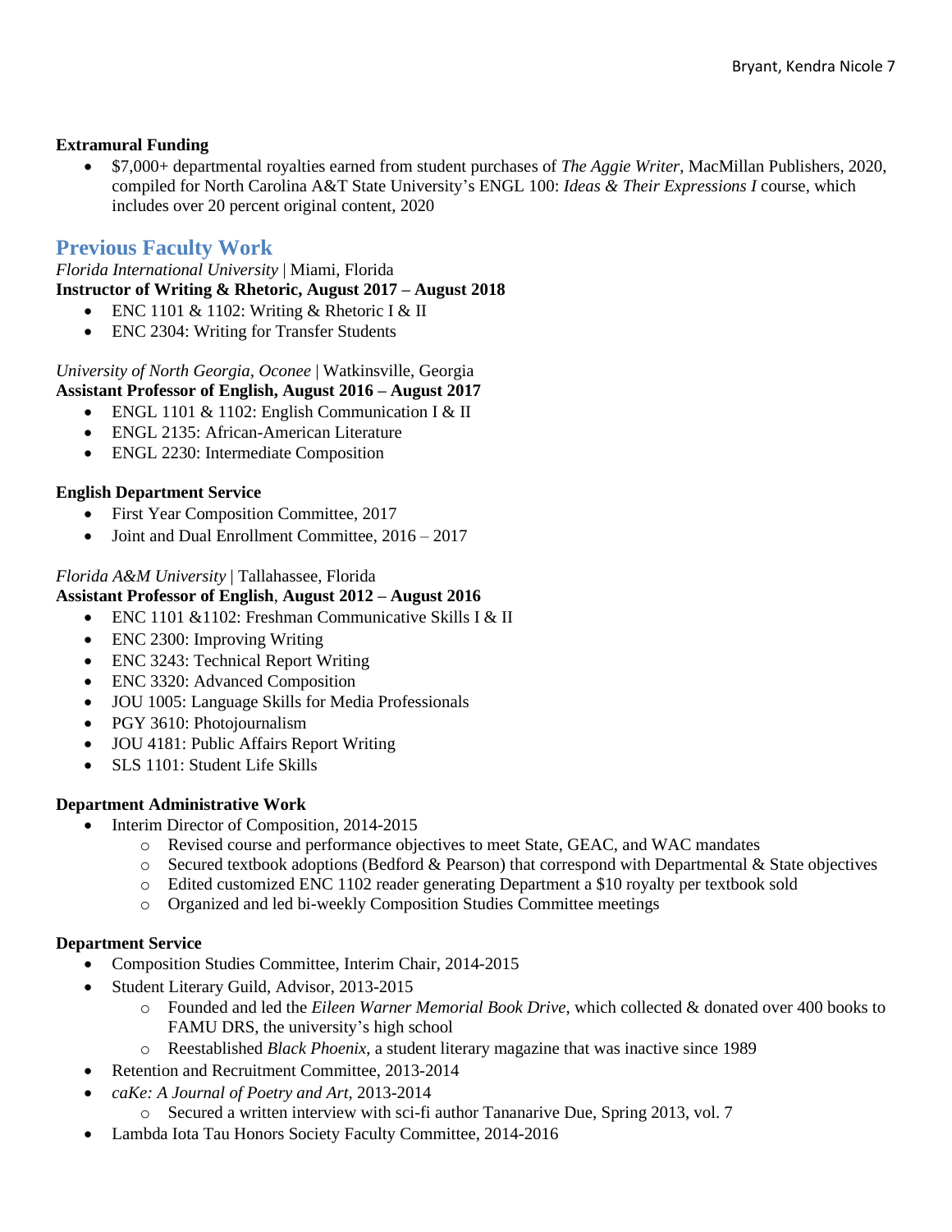**Extramural Funding**

- $7,000+ departmental royalties earned from student purchases of *The Aggie Writer*, MacMillan Publishers, 2020, compiled for North Carolina A&T State University's ENGL 100: *Ideas & Their Expressions I* course, which includes over 20 percent original content, 2020

## Previous Faculty Work

*Florida International University* | Miami, Florida
**Instructor of Writing & Rhetoric, August 2017 – August 2018**

- ENC 1101 & 1102: Writing & Rhetoric I & II
- ENC 2304: Writing for Transfer Students

*University of North Georgia, Oconee* | Watkinsville, Georgia
**Assistant Professor of English, August 2016 – August 2017**

- ENGL 1101 & 1102: English Communication I & II
- ENGL 2135: African-American Literature
- ENGL 2230: Intermediate Composition

**English Department Service**

- First Year Composition Committee, 2017
- Joint and Dual Enrollment Committee, 2016 – 2017

*Florida A&M University* | Tallahassee, Florida
**Assistant Professor of English**, **August 2012 – August 2016**

- ENC 1101 &1102: Freshman Communicative Skills I & II
- ENC 2300: Improving Writing
- ENC 3243: Technical Report Writing
- ENC 3320: Advanced Composition
- JOU 1005: Language Skills for Media Professionals
- PGY 3610: Photojournalism
- JOU 4181: Public Affairs Report Writing
- SLS 1101: Student Life Skills

**Department Administrative Work**

- Interim Director of Composition, 2014-2015
  - Revised course and performance objectives to meet State, GEAC, and WAC mandates
  - Secured textbook adoptions (Bedford & Pearson) that correspond with Departmental & State objectives
  - Edited customized ENC 1102 reader generating Department a $10 royalty per textbook sold
  - Organized and led bi-weekly Composition Studies Committee meetings

**Department Service**

- Composition Studies Committee, Interim Chair, 2014-2015
- Student Literary Guild, Advisor, 2013-2015
  - Founded and led the *Eileen Warner Memorial Book Drive*, which collected & donated over 400 books to FAMU DRS, the university's high school
  - Reestablished *Black Phoenix*, a student literary magazine that was inactive since 1989
- Retention and Recruitment Committee, 2013-2014
- *caKe: A Journal of Poetry and Art*, 2013-2014
  - Secured a written interview with sci-fi author Tananarive Due, Spring 2013, vol. 7
- Lambda Iota Tau Honors Society Faculty Committee, 2014-2016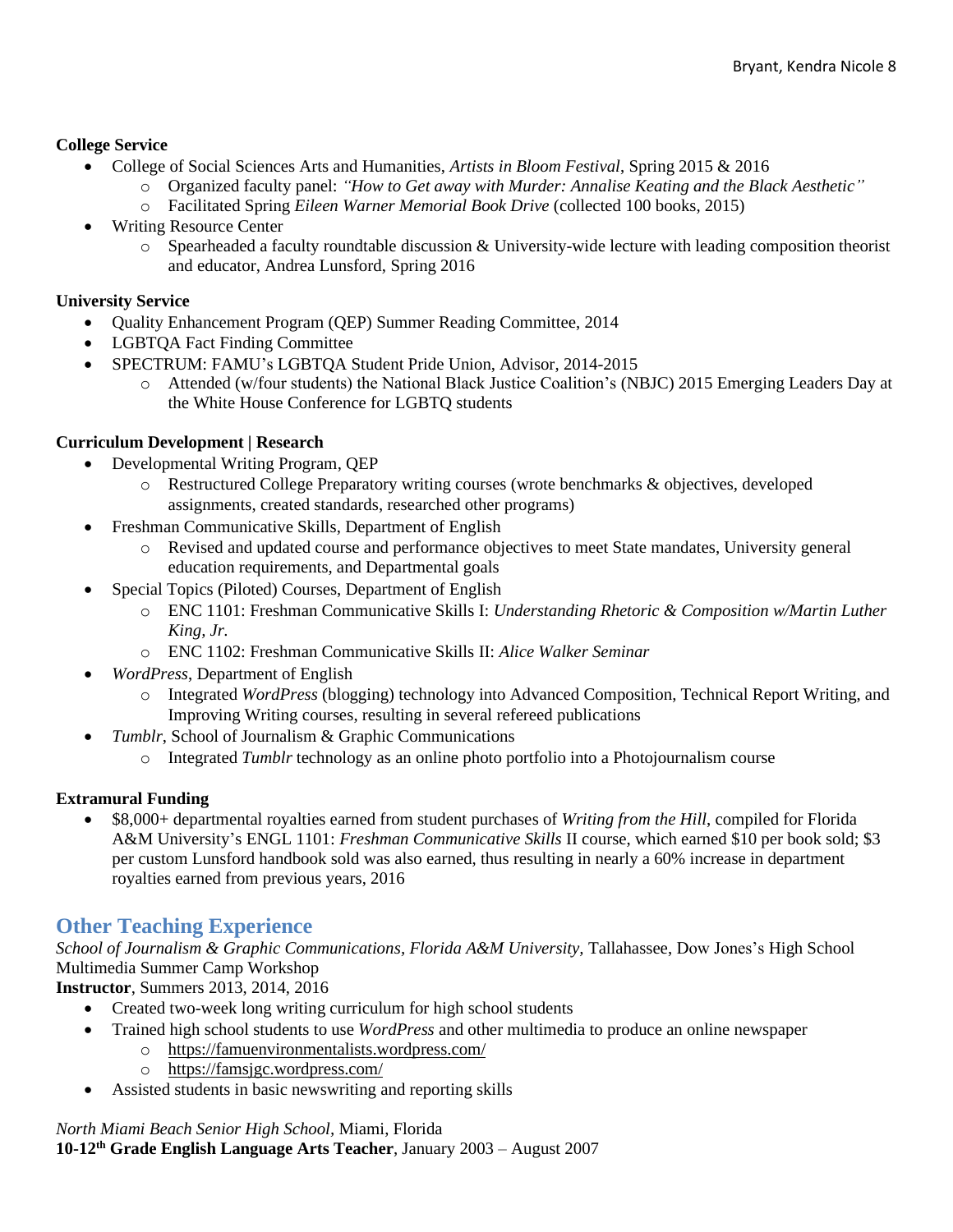**College Service**

- College of Social Sciences Arts and Humanities, *Artists in Bloom Festival*, Spring 2015 & 2016
  - Organized faculty panel: *"How to Get away with Murder: Annalise Keating and the Black Aesthetic"*
  - Facilitated Spring *Eileen Warner Memorial Book Drive* (collected 100 books, 2015)
- Writing Resource Center
  - Spearheaded a faculty roundtable discussion & University-wide lecture with leading composition theorist and educator, Andrea Lunsford, Spring 2016

**University Service**

- Quality Enhancement Program (QEP) Summer Reading Committee, 2014
- LGBTQA Fact Finding Committee
- SPECTRUM: FAMU's LGBTQA Student Pride Union, Advisor, 2014-2015
  - Attended (w/four students) the National Black Justice Coalition's (NBJC) 2015 Emerging Leaders Day at the White House Conference for LGBTQ students

**Curriculum Development | Research**

- Developmental Writing Program, QEP
  - Restructured College Preparatory writing courses (wrote benchmarks & objectives, developed assignments, created standards, researched other programs)
- Freshman Communicative Skills, Department of English
  - Revised and updated course and performance objectives to meet State mandates, University general education requirements, and Departmental goals
- Special Topics (Piloted) Courses, Department of English
  - ENC 1101: Freshman Communicative Skills I: *Understanding Rhetoric & Composition w/Martin Luther King, Jr.*
  - ENC 1102: Freshman Communicative Skills II: *Alice Walker Seminar*
- *WordPress*, Department of English
  - Integrated *WordPress* (blogging) technology into Advanced Composition, Technical Report Writing, and Improving Writing courses, resulting in several refereed publications
- *Tumblr*, School of Journalism & Graphic Communications
  - Integrated *Tumblr* technology as an online photo portfolio into a Photojournalism course

**Extramural Funding**

- $8,000+ departmental royalties earned from student purchases of *Writing from the Hill*, compiled for Florida A&M University's ENGL 1101: *Freshman Communicative Skills* II course, which earned $10 per book sold; $3 per custom Lunsford handbook sold was also earned, thus resulting in nearly a 60% increase in department royalties earned from previous years, 2016

## Other Teaching Experience

*School of Journalism & Graphic Communications, Florida A&M University,* Tallahassee, Dow Jones's High School Multimedia Summer Camp Workshop
**Instructor**, Summers 2013, 2014, 2016

- Created two-week long writing curriculum for high school students
- Trained high school students to use *WordPress* and other multimedia to produce an online newspaper
  - https://famuenvironmentalists.wordpress.com/
  - https://famsjgc.wordpress.com/
- Assisted students in basic newswriting and reporting skills

*North Miami Beach Senior High School,* Miami, Florida
**10-12th Grade English Language Arts Teacher**, January 2003 – August 2007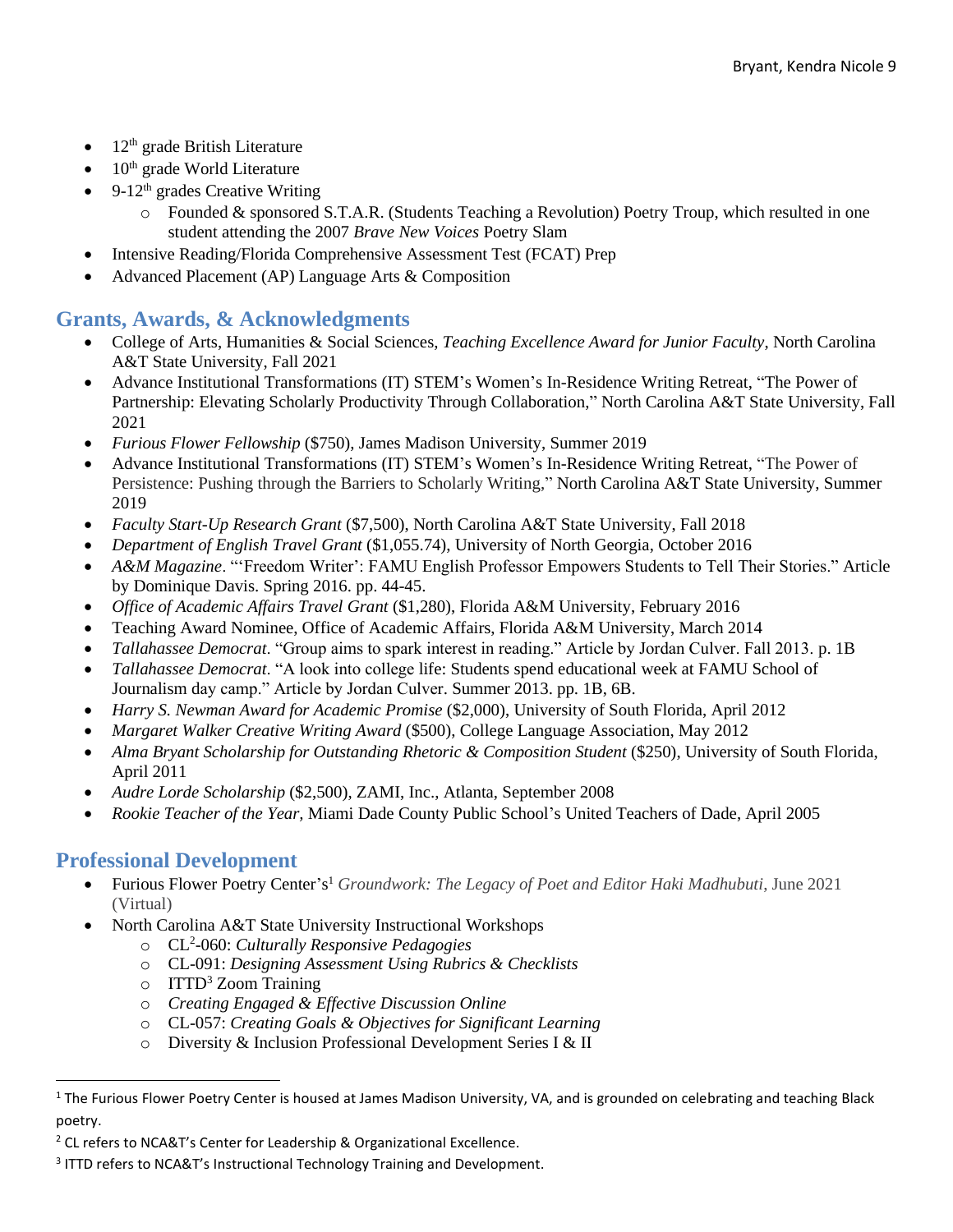- 12th grade British Literature
- 10th grade World Literature
- 9-12th grades Creative Writing
    - Founded & sponsored S.T.A.R. (Students Teaching a Revolution) Poetry Troup, which resulted in one student attending the 2007 *Brave New Voices* Poetry Slam
- Intensive Reading/Florida Comprehensive Assessment Test (FCAT) Prep
- Advanced Placement (AP) Language Arts & Composition

## Grants, Awards, & Acknowledgments

- College of Arts, Humanities & Social Sciences, *Teaching Excellence Award for Junior Faculty*, North Carolina A&T State University, Fall 2021
- Advance Institutional Transformations (IT) STEM's Women's In-Residence Writing Retreat, "The Power of Partnership: Elevating Scholarly Productivity Through Collaboration," North Carolina A&T State University, Fall 2021
- *Furious Flower Fellowship* ($750), James Madison University, Summer 2019
- Advance Institutional Transformations (IT) STEM's Women's In-Residence Writing Retreat, "The Power of Persistence: Pushing through the Barriers to Scholarly Writing," North Carolina A&T State University, Summer 2019
- *Faculty Start-Up Research Grant* ($7,500), North Carolina A&T State University, Fall 2018
- *Department of English Travel Grant* ($1,055.74), University of North Georgia, October 2016
- *A&M Magazine*. "'Freedom Writer': FAMU English Professor Empowers Students to Tell Their Stories." Article by Dominique Davis. Spring 2016. pp. 44-45.
- *Office of Academic Affairs Travel Grant* ($1,280), Florida A&M University, February 2016
- Teaching Award Nominee, Office of Academic Affairs, Florida A&M University, March 2014
- *Tallahassee Democrat*. "Group aims to spark interest in reading." Article by Jordan Culver. Fall 2013. p. 1B
- *Tallahassee Democrat*. "A look into college life: Students spend educational week at FAMU School of Journalism day camp." Article by Jordan Culver. Summer 2013. pp. 1B, 6B.
- *Harry S. Newman Award for Academic Promise* ($2,000), University of South Florida, April 2012
- *Margaret Walker Creative Writing Award* ($500), College Language Association, May 2012
- *Alma Bryant Scholarship for Outstanding Rhetoric & Composition Student* ($250), University of South Florida, April 2011
- *Audre Lorde Scholarship* ($2,500), ZAMI, Inc., Atlanta, September 2008
- *Rookie Teacher of the Year,* Miami Dade County Public School's United Teachers of Dade, April 2005

## Professional Development

- Furious Flower Poetry Center's[1] *Groundwork: The Legacy of Poet and Editor Haki Madhubuti*, June 2021 (Virtual)
- North Carolina A&T State University Instructional Workshops
    - CL[2]-060: *Culturally Responsive Pedagogies*
    - CL-091: *Designing Assessment Using Rubrics & Checklists*
    - ITTD[3] Zoom Training
    - *Creating Engaged & Effective Discussion Online*
    - CL-057: *Creating Goals & Objectives for Significant Learning*
    - Diversity & Inclusion Professional Development Series I & II

---

[1] The Furious Flower Poetry Center is housed at James Madison University, VA, and is grounded on celebrating and teaching Black poetry.

[2] CL refers to NCA&T's Center for Leadership & Organizational Excellence.

[3] ITTD refers to NCA&T's Instructional Technology Training and Development.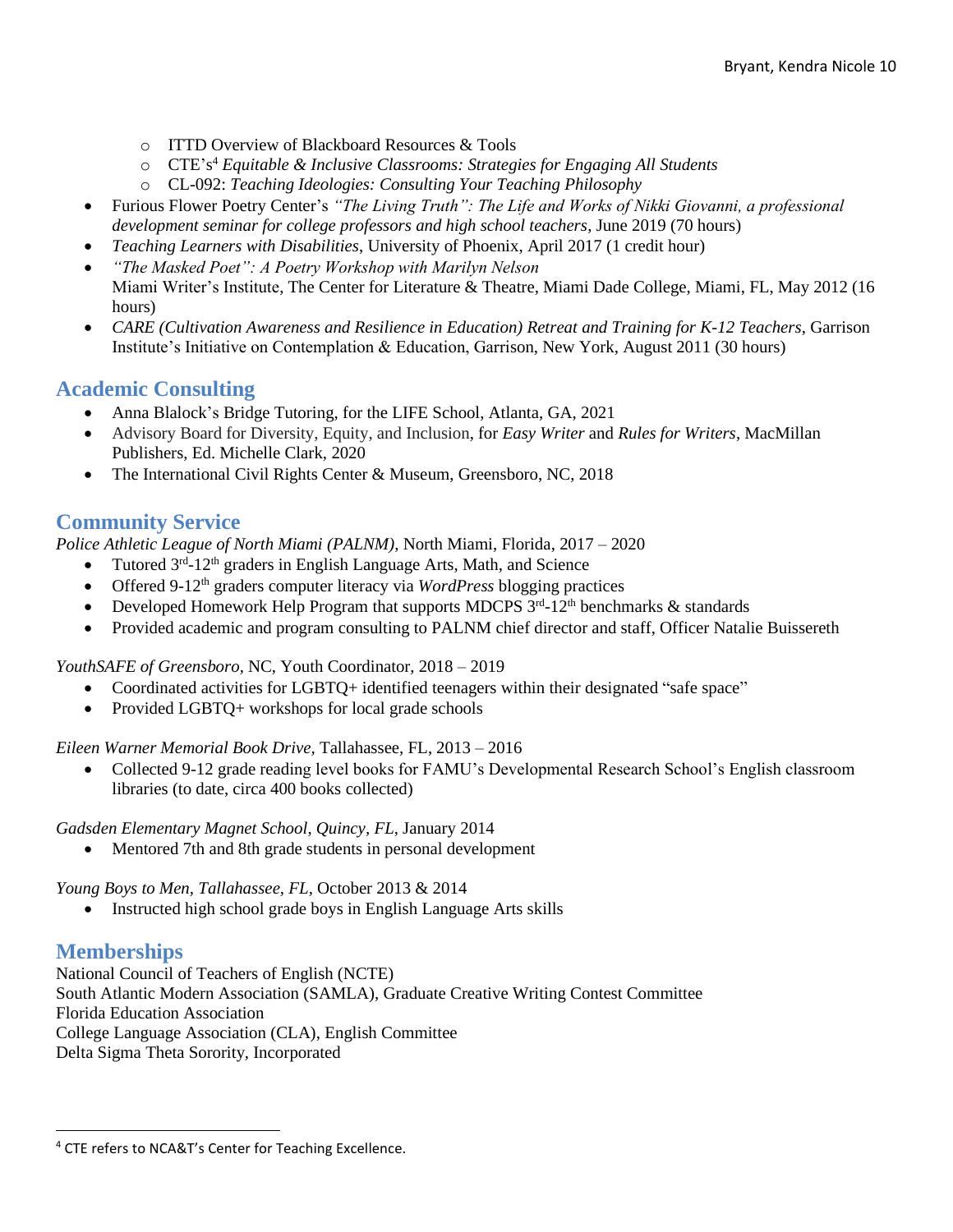- ITTD Overview of Blackboard Resources & Tools
  - CTE's[4] *Equitable & Inclusive Classrooms: Strategies for Engaging All Students*
  - CL-092: *Teaching Ideologies: Consulting Your Teaching Philosophy*
- Furious Flower Poetry Center's *"The Living Truth": The Life and Works of Nikki Giovanni, a professional development seminar for college professors and high school teachers*, June 2019 (70 hours)
- *Teaching Learners with Disabilities*, University of Phoenix, April 2017 (1 credit hour)
- *"The Masked Poet": A Poetry Workshop with Marilyn Nelson*  
  Miami Writer's Institute, The Center for Literature & Theatre, Miami Dade College, Miami, FL, May 2012 (16 hours)
- *CARE (Cultivation Awareness and Resilience in Education) Retreat and Training for K-12 Teachers*, Garrison Institute's Initiative on Contemplation & Education, Garrison, New York, August 2011 (30 hours)

## Academic Consulting

- Anna Blalock's Bridge Tutoring, for the LIFE School, Atlanta, GA, 2021
- Advisory Board for Diversity, Equity, and Inclusion, for *Easy Writer* and *Rules for Writers*, MacMillan Publishers, Ed. Michelle Clark, 2020
- The International Civil Rights Center & Museum, Greensboro, NC, 2018

## Community Service

*Police Athletic League of North Miami (PALNM)*, North Miami, Florida, 2017 – 2020

- Tutored 3rd-12th graders in English Language Arts, Math, and Science
- Offered 9-12th graders computer literacy via *WordPress* blogging practices
- Developed Homework Help Program that supports MDCPS 3rd-12th benchmarks & standards
- Provided academic and program consulting to PALNM chief director and staff, Officer Natalie Buissereth

*YouthSAFE of Greensboro*, NC, Youth Coordinator, 2018 – 2019

- Coordinated activities for LGBTQ+ identified teenagers within their designated "safe space"
- Provided LGBTQ+ workshops for local grade schools

*Eileen Warner Memorial Book Drive*, Tallahassee, FL, 2013 – 2016

- Collected 9-12 grade reading level books for FAMU's Developmental Research School's English classroom libraries (to date, circa 400 books collected)

*Gadsden Elementary Magnet School, Quincy, FL*, January 2014

- Mentored 7th and 8th grade students in personal development

*Young Boys to Men, Tallahassee, FL*, October 2013 & 2014

- Instructed high school grade boys in English Language Arts skills

## Memberships

National Council of Teachers of English (NCTE)  
South Atlantic Modern Association (SAMLA), Graduate Creative Writing Contest Committee  
Florida Education Association  
College Language Association (CLA), English Committee  
Delta Sigma Theta Sorority, Incorporated

---

[4] CTE refers to NCA&T's Center for Teaching Excellence.